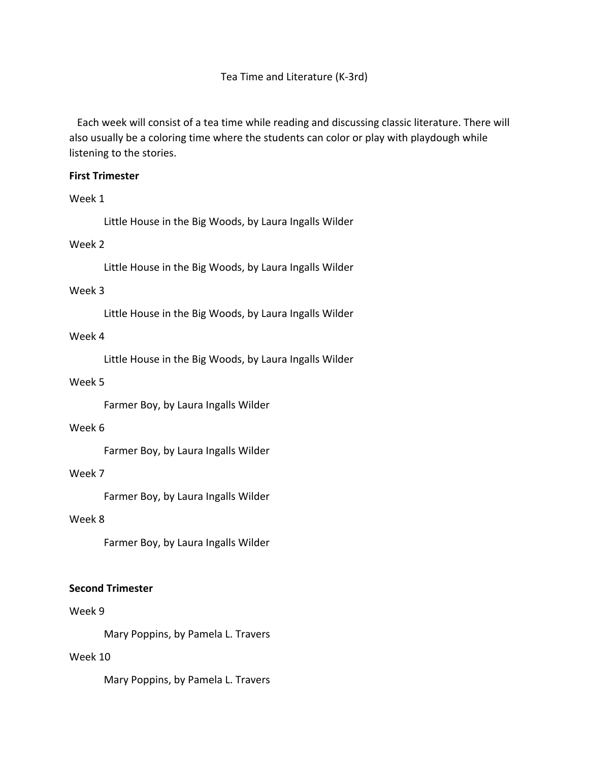# Tea Time and Literature (K-3rd)

Each week will consist of a tea time while reading and discussing classic literature. There will also usually be a coloring time where the students can color or play with playdough while listening to the stories.

**First Trimester**

Week 1

Little House in the Big Woods, by Laura Ingalls Wilder

Week 2

Little House in the Big Woods, by Laura Ingalls Wilder

Week 3

Little House in the Big Woods, by Laura Ingalls Wilder

Week 4

Little House in the Big Woods, by Laura Ingalls Wilder

Week 5

Farmer Boy, by Laura Ingalls Wilder

Week 6

Farmer Boy, by Laura Ingalls Wilder

Week 7

Farmer Boy, by Laura Ingalls Wilder

Week 8

Farmer Boy, by Laura Ingalls Wilder

**Second Trimester**

Week 9

Mary Poppins, by Pamela L. Travers

Week 10

Mary Poppins, by Pamela L. Travers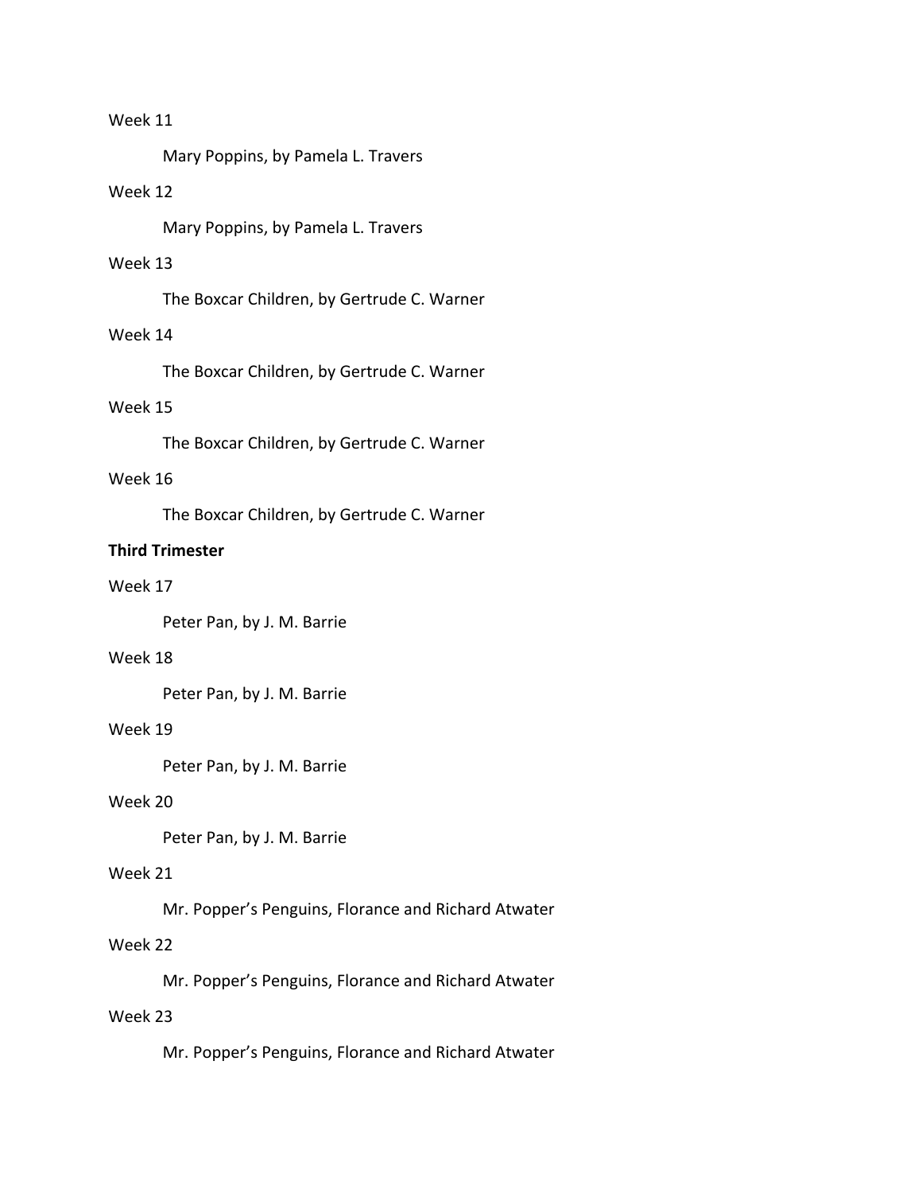Week 11

Mary Poppins, by Pamela L. Travers

Week 12

Mary Poppins, by Pamela L. Travers

Week 13

The Boxcar Children, by Gertrude C. Warner

Week 14

The Boxcar Children, by Gertrude C. Warner

Week 15

The Boxcar Children, by Gertrude C. Warner

Week 16

The Boxcar Children, by Gertrude C. Warner

**Third Trimester**

Week 17

Peter Pan, by J. M. Barrie

Week 18

Peter Pan, by J. M. Barrie

Week 19

Peter Pan, by J. M. Barrie

Week 20

Peter Pan, by J. M. Barrie

Week 21

Mr. Popper's Penguins, Florance and Richard Atwater

Week 22

Mr. Popper's Penguins, Florance and Richard Atwater

Week 23

Mr. Popper's Penguins, Florance and Richard Atwater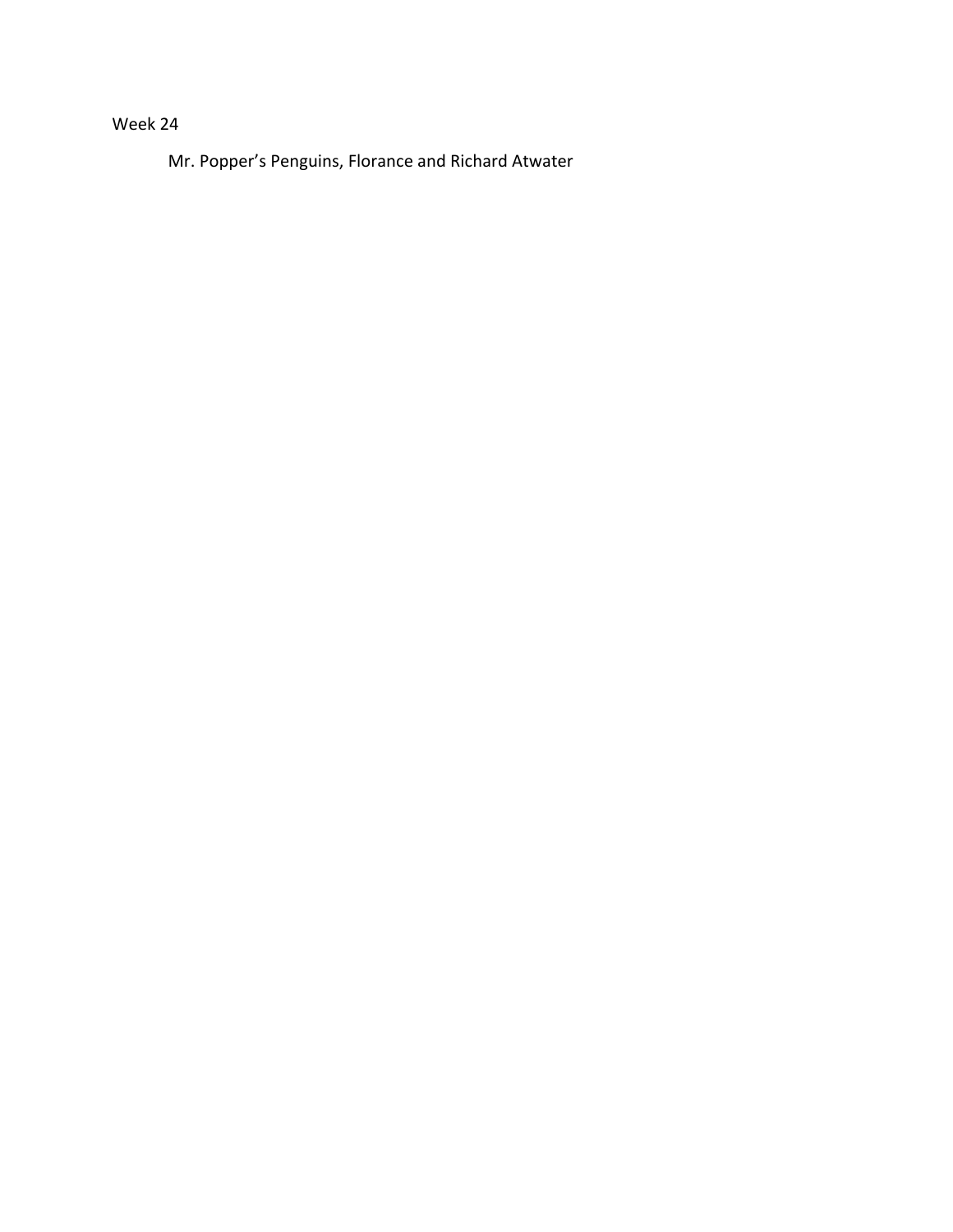Week 24

Mr. Popper's Penguins, Florance and Richard Atwater